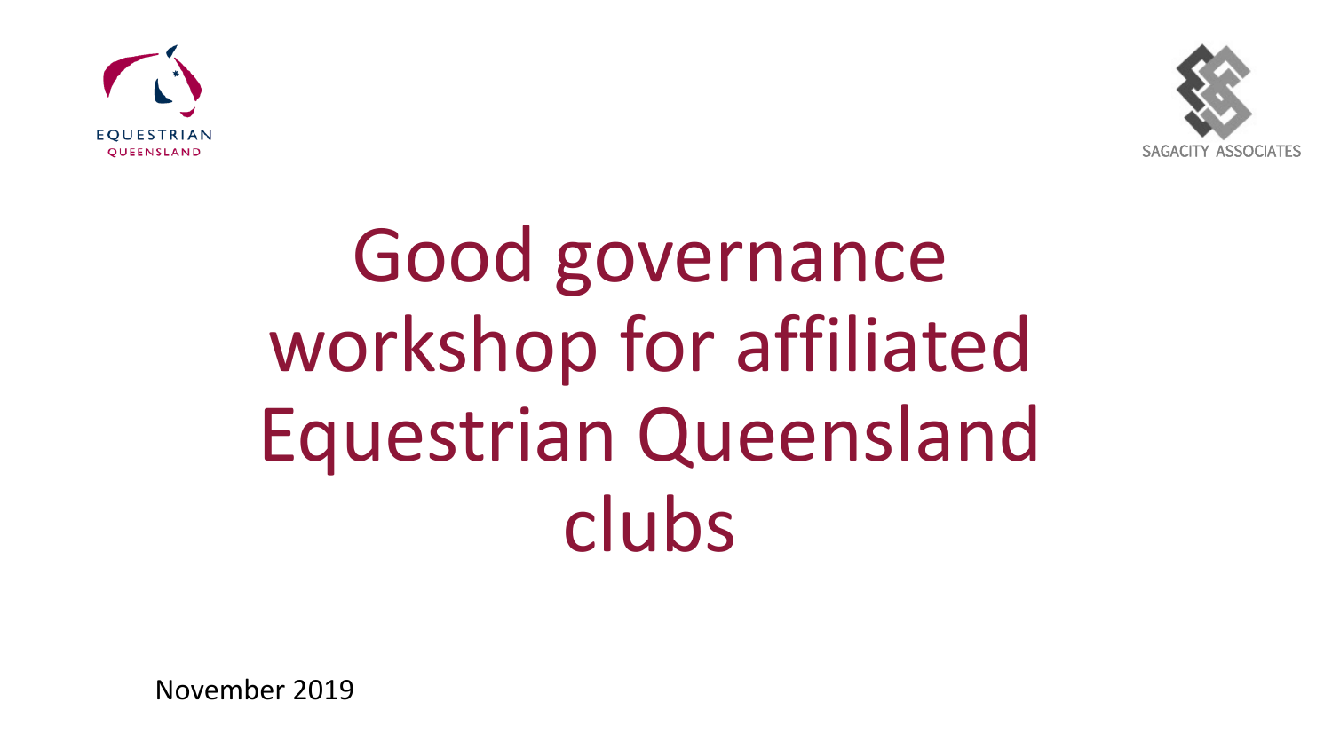EQUESTRIAN QUEENSLAND

SAGACITY ASSOCIATES

# Good governance workshop for affiliated Equestrian Queensland clubs

November 2019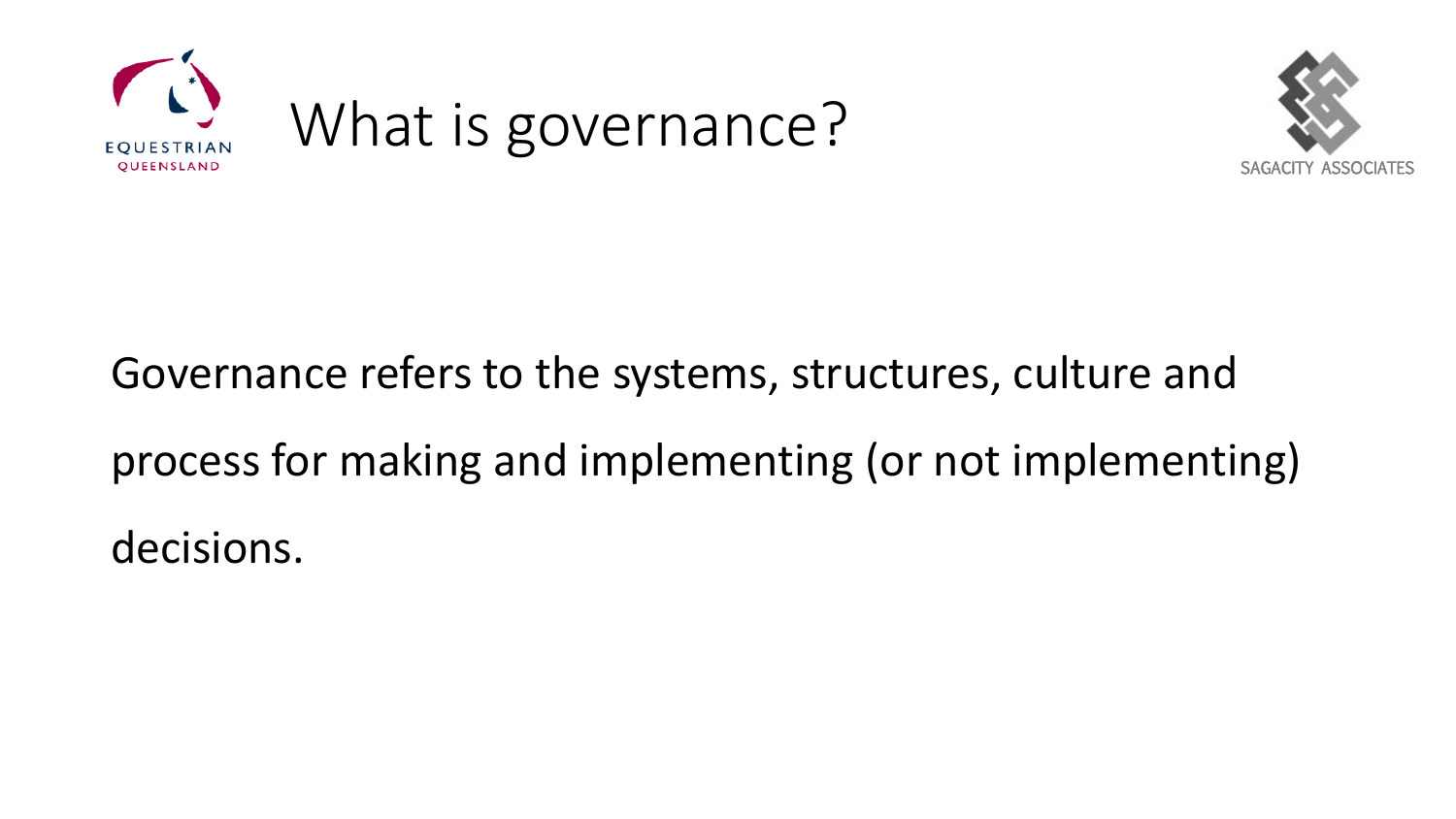# What is governance?

Governance refers to the systems, structures, culture and process for making and implementing (or not implementing) decisions.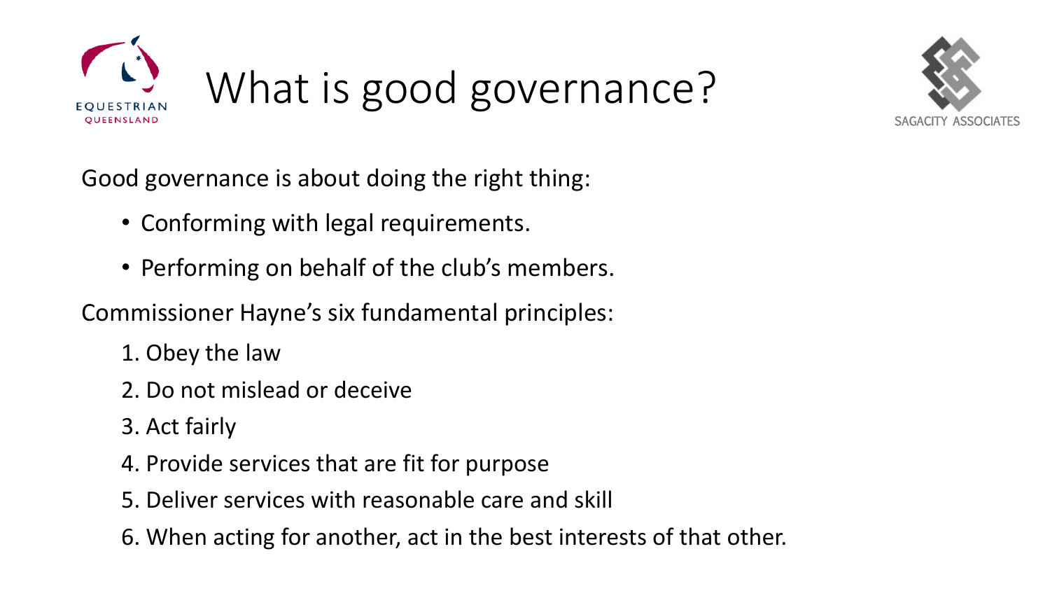# What is good governance?

Good governance is about doing the right thing:

- Conforming with legal requirements.
- Performing on behalf of the club's members.

Commissioner Hayne's six fundamental principles:

1. Obey the law
2. Do not mislead or deceive
3. Act fairly
4. Provide services that are fit for purpose
5. Deliver services with reasonable care and skill
6. When acting for another, act in the best interests of that other.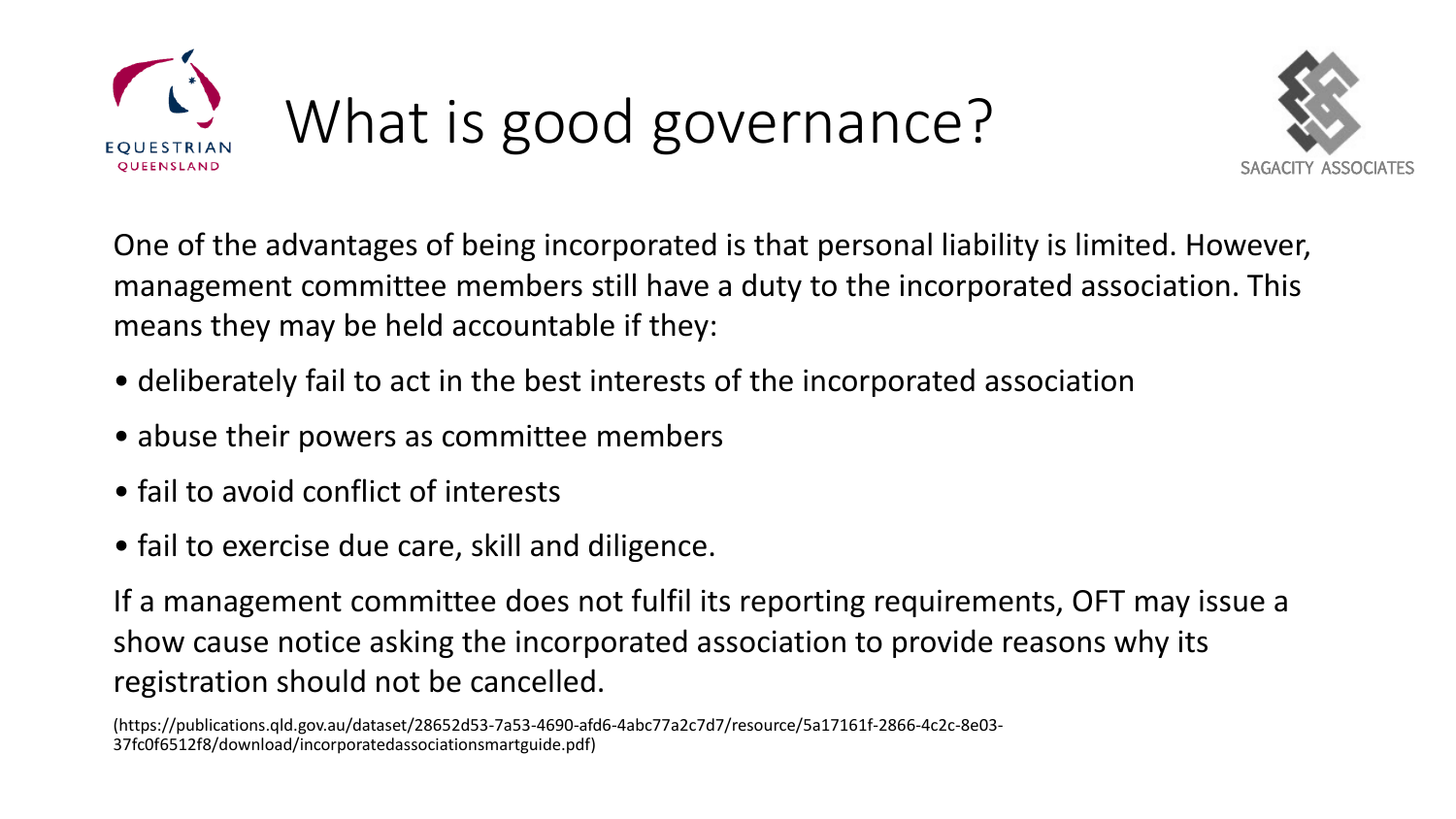# What is good governance?

One of the advantages of being incorporated is that personal liability is limited. However, management committee members still have a duty to the incorporated association. This means they may be held accountable if they:

- deliberately fail to act in the best interests of the incorporated association
- abuse their powers as committee members
- fail to avoid conflict of interests
- fail to exercise due care, skill and diligence.

If a management committee does not fulfil its reporting requirements, OFT may issue a show cause notice asking the incorporated association to provide reasons why its registration should not be cancelled.

(https://publications.qld.gov.au/dataset/28652d53-7a53-4690-afd6-4abc77a2c7d7/resource/5a17161f-2866-4c2c-8e03-37fc0f6512f8/download/incorporatedassociationsmartguide.pdf)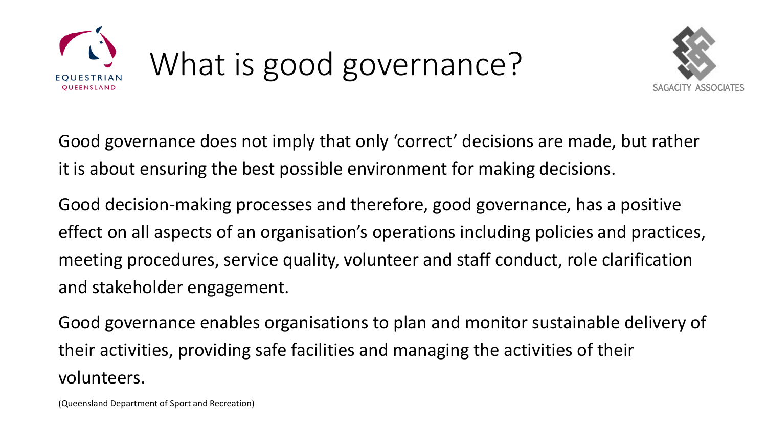# What is good governance?

Good governance does not imply that only 'correct' decisions are made, but rather it is about ensuring the best possible environment for making decisions.

Good decision-making processes and therefore, good governance, has a positive effect on all aspects of an organisation's operations including policies and practices, meeting procedures, service quality, volunteer and staff conduct, role clarification and stakeholder engagement.

Good governance enables organisations to plan and monitor sustainable delivery of their activities, providing safe facilities and managing the activities of their volunteers.

(Queensland Department of Sport and Recreation)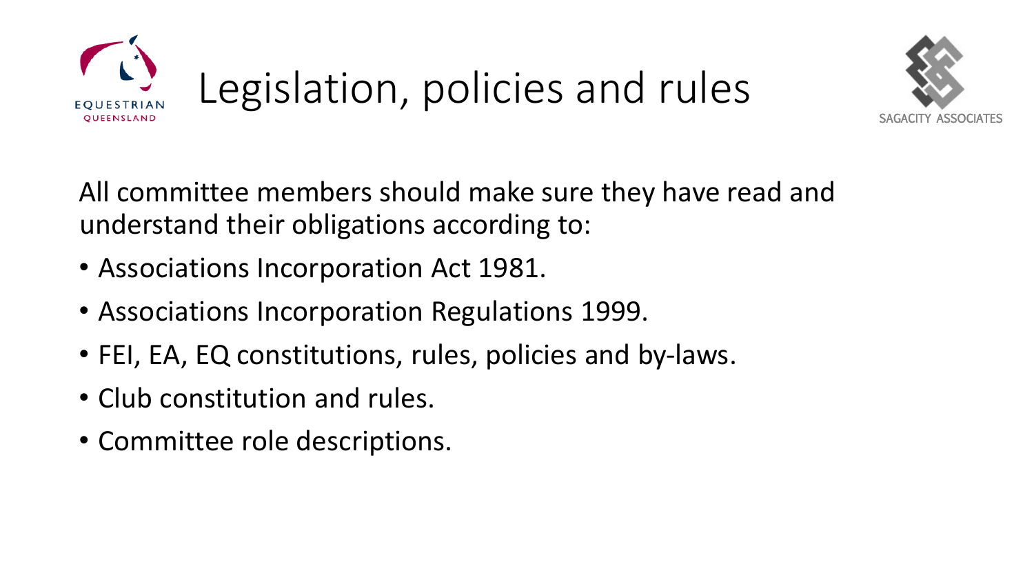# Legislation, policies and rules

All committee members should make sure they have read and understand their obligations according to:

- Associations Incorporation Act 1981.
- Associations Incorporation Regulations 1999.
- FEI, EA, EQ constitutions, rules, policies and by-laws.
- Club constitution and rules.
- Committee role descriptions.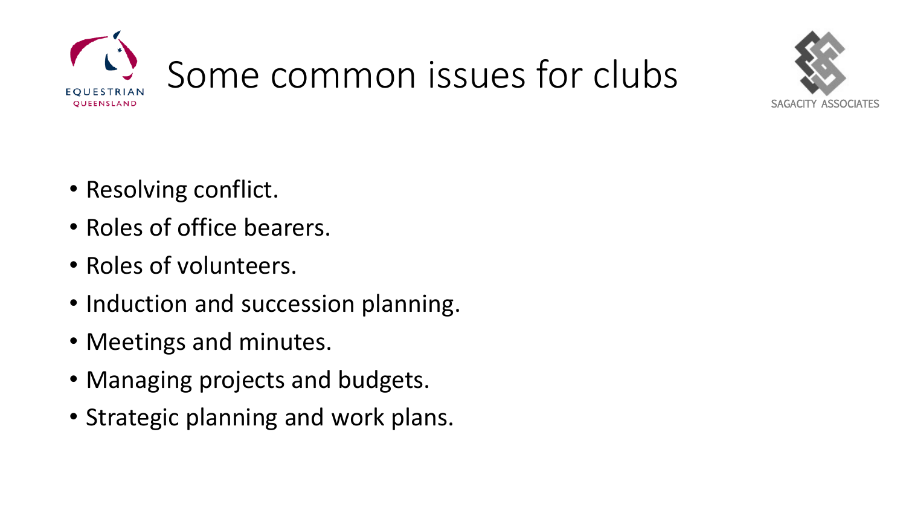# Some common issues for clubs

- Resolving conflict.
- Roles of office bearers.
- Roles of volunteers.
- Induction and succession planning.
- Meetings and minutes.
- Managing projects and budgets.
- Strategic planning and work plans.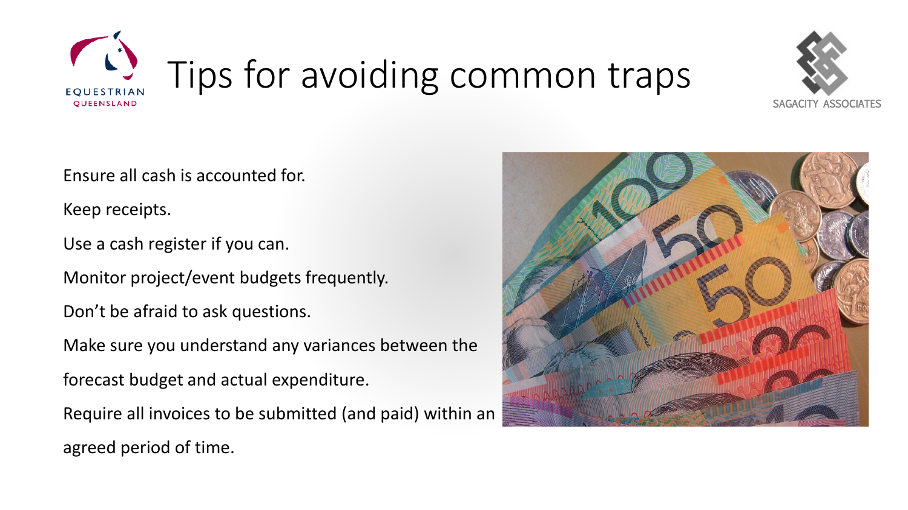# Tips for avoiding common traps

Ensure all cash is accounted for.

Keep receipts.

Use a cash register if you can.

Monitor project/event budgets frequently.

Don't be afraid to ask questions.

Make sure you understand any variances between the forecast budget and actual expenditure.

Require all invoices to be submitted (and paid) within an agreed period of time.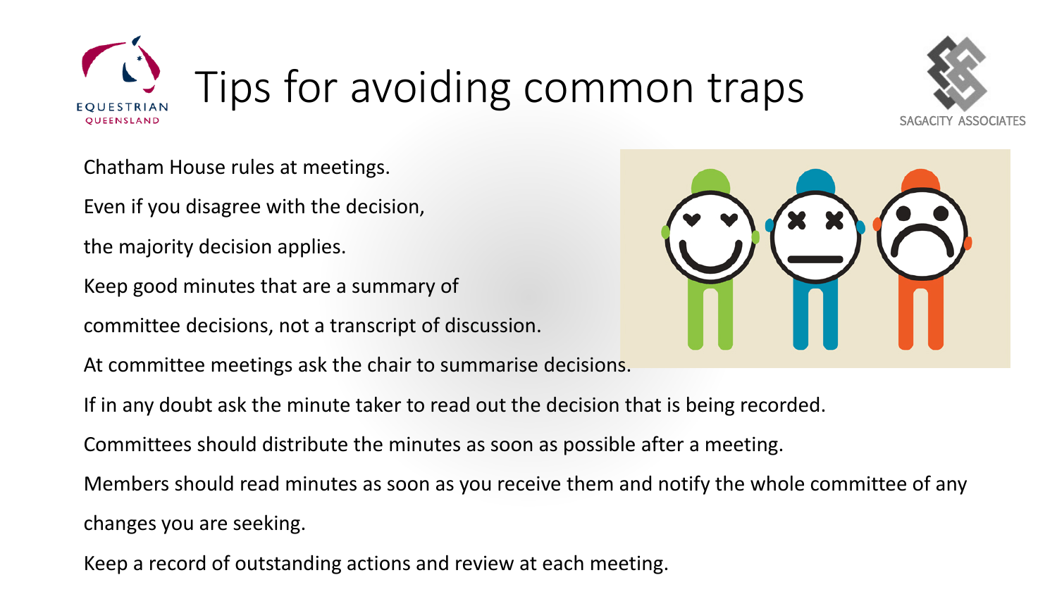# Tips for avoiding common traps

Chatham House rules at meetings.

Even if you disagree with the decision,

the majority decision applies.

Keep good minutes that are a summary of

committee decisions, not a transcript of discussion.

At committee meetings ask the chair to summarise decisions.

If in any doubt ask the minute taker to read out the decision that is being recorded.

Committees should distribute the minutes as soon as possible after a meeting.

Members should read minutes as soon as you receive them and notify the whole committee of any

changes you are seeking.

Keep a record of outstanding actions and review at each meeting.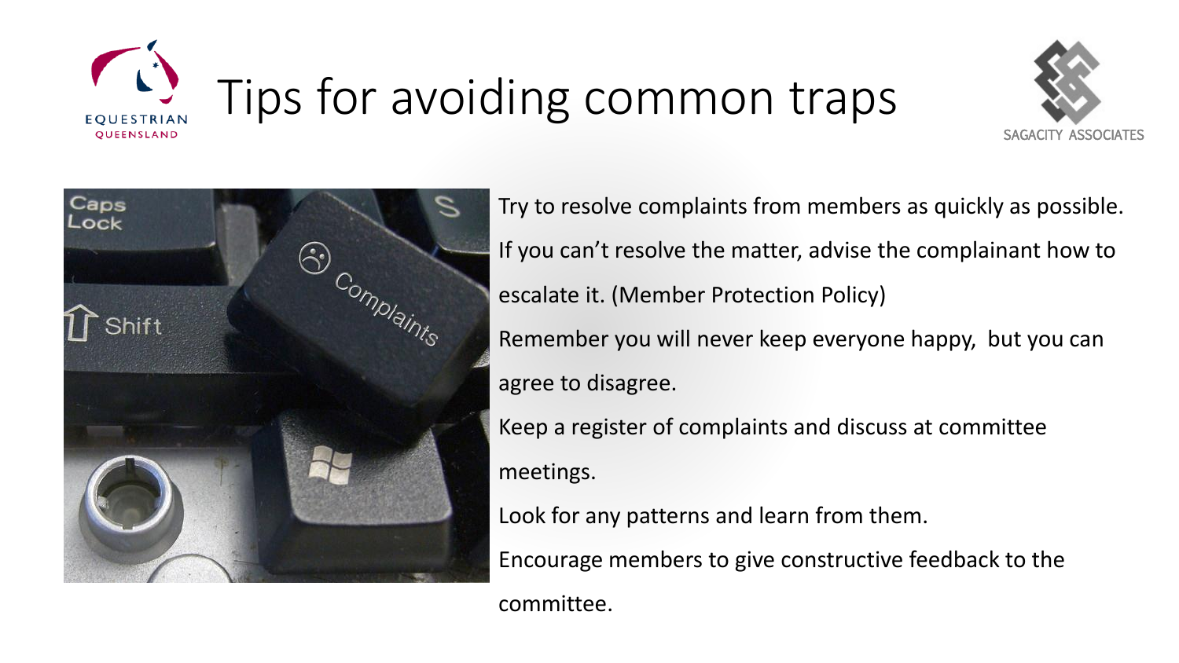# Tips for avoiding common traps

Try to resolve complaints from members as quickly as possible.
If you can't resolve the matter, advise the complainant how to escalate it. (Member Protection Policy)
Remember you will never keep everyone happy, but you can agree to disagree.
Keep a register of complaints and discuss at committee meetings.
Look for any patterns and learn from them.
Encourage members to give constructive feedback to the committee.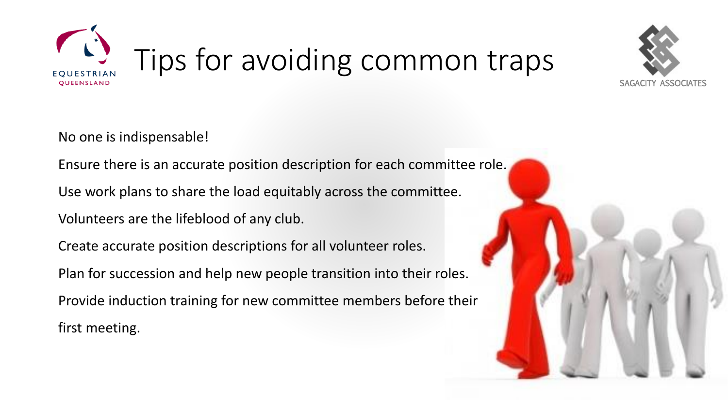# Tips for avoiding common traps

No one is indispensable!

Ensure there is an accurate position description for each committee role.

Use work plans to share the load equitably across the committee.

Volunteers are the lifeblood of any club.

Create accurate position descriptions for all volunteer roles.

Plan for succession and help new people transition into their roles.

Provide induction training for new committee members before their first meeting.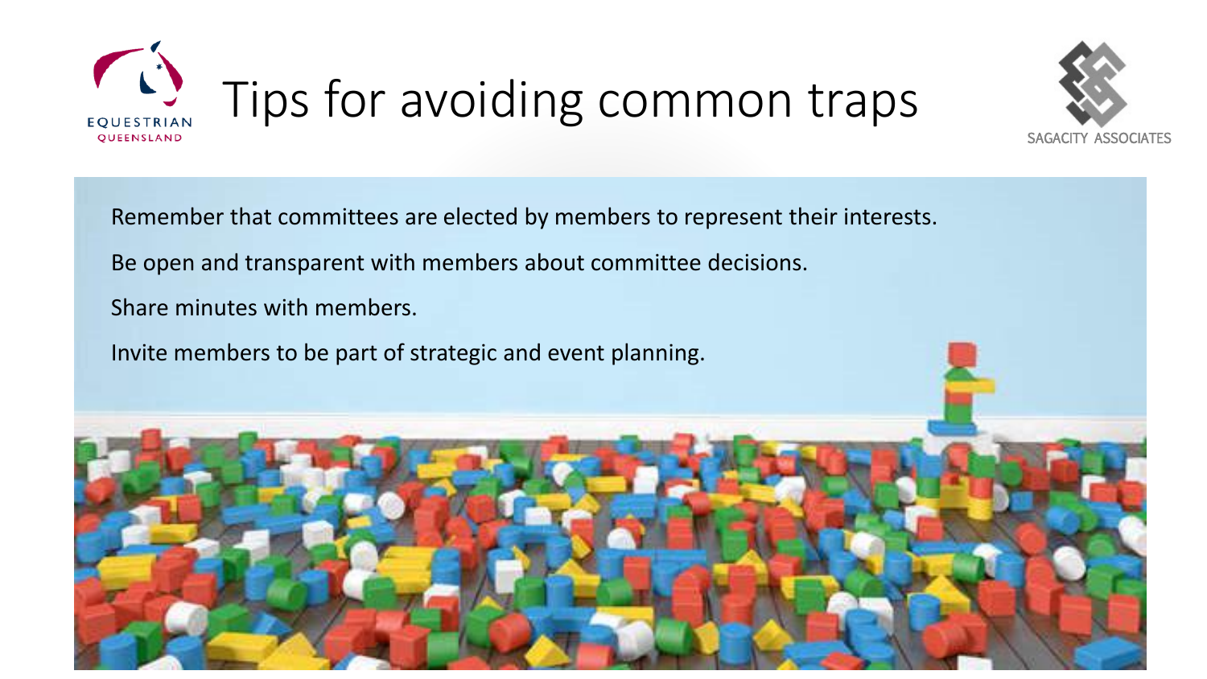# Tips for avoiding common traps

Remember that committees are elected by members to represent their interests.

Be open and transparent with members about committee decisions.

Share minutes with members.

Invite members to be part of strategic and event planning.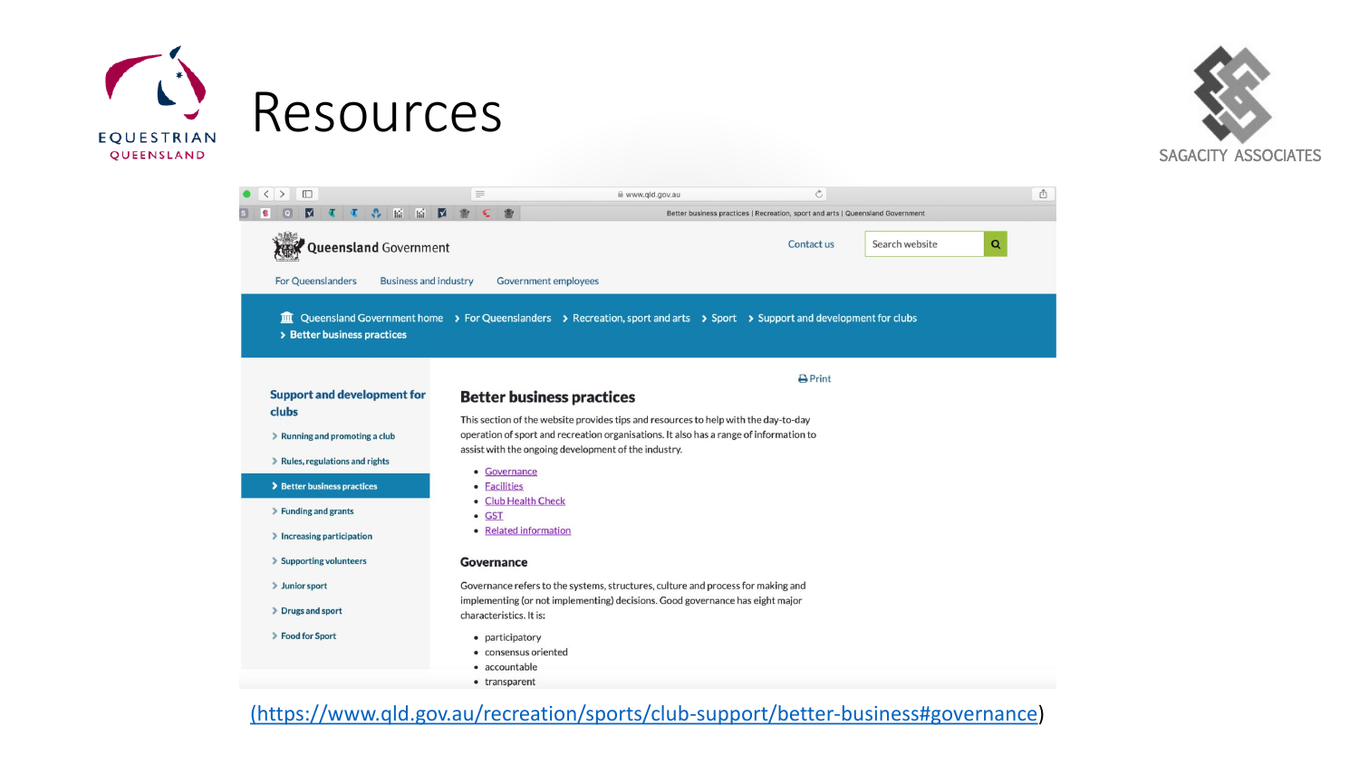# Resources

Queensland Government

Contact us | Search website

For Queenslanders | Business and industry | Government employees

Queensland Government home > For Queenslanders > Recreation, sport and arts > Sport > Support and development for clubs > Better business practices

**Support and development for clubs**

- Running and promoting a club
- Rules, regulations and rights
- Better business practices
- Funding and grants
- Increasing participation
- Supporting volunteers
- Junior sport
- Drugs and sport
- Food for Sport

Print

## Better business practices

This section of the website provides tips and resources to help with the day-to-day operation of sport and recreation organisations. It also has a range of information to assist with the ongoing development of the industry.

- Governance
- Facilities
- Club Health Check
- GST
- Related information

### Governance

Governance refers to the systems, structures, culture and process for making and implementing (or not implementing) decisions. Good governance has eight major characteristics. It is:

- participatory
- consensus oriented
- accountable
- transparent

(https://www.qld.gov.au/recreation/sports/club-support/better-business#governance)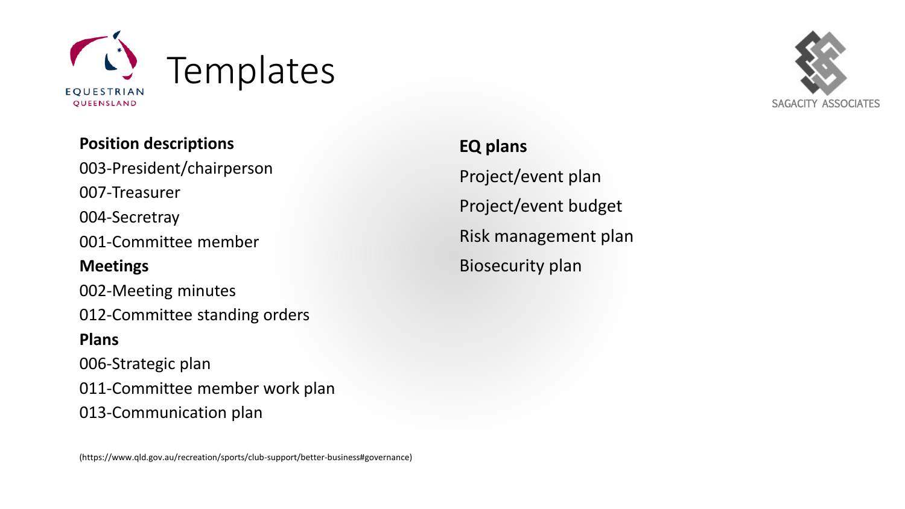# Templates

**Position descriptions**

003-President/chairperson

007-Treasurer

004-Secretray

001-Committee member

**Meetings**

002-Meeting minutes

012-Committee standing orders

**Plans**

006-Strategic plan

011-Committee member work plan

013-Communication plan

**EQ plans**

Project/event plan

Project/event budget

Risk management plan

Biosecurity plan

(https://www.qld.gov.au/recreation/sports/club-support/better-business#governance)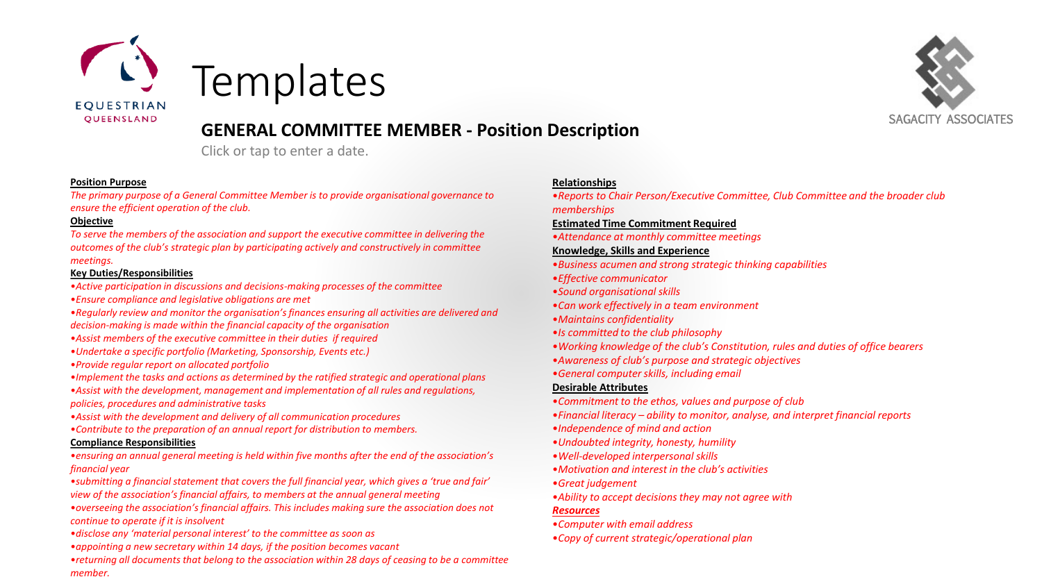# Templates

## GENERAL COMMITTEE MEMBER - Position Description

Click or tap to enter a date.

**Position Purpose**

*The primary purpose of a General Committee Member is to provide organisational governance to ensure the efficient operation of the club.*

**Objective**

*To serve the members of the association and support the executive committee in delivering the outcomes of the club's strategic plan by participating actively and constructively in committee meetings.*

**Key Duties/Responsibilities**

- *Active participation in discussions and decisions-making processes of the committee*
- *Ensure compliance and legislative obligations are met*
- *Regularly review and monitor the organisation's finances ensuring all activities are delivered and decision-making is made within the financial capacity of the organisation*
- *Assist members of the executive committee in their duties if required*
- *Undertake a specific portfolio (Marketing, Sponsorship, Events etc.)*
- *Provide regular report on allocated portfolio*
- *Implement the tasks and actions as determined by the ratified strategic and operational plans*
- *Assist with the development, management and implementation of all rules and regulations, policies, procedures and administrative tasks*
- *Assist with the development and delivery of all communication procedures*
- *Contribute to the preparation of an annual report for distribution to members.*

**Compliance Responsibilities**

- *ensuring an annual general meeting is held within five months after the end of the association's financial year*
- *submitting a financial statement that covers the full financial year, which gives a 'true and fair' view of the association's financial affairs, to members at the annual general meeting*
- *overseeing the association's financial affairs. This includes making sure the association does not continue to operate if it is insolvent*
- *disclose any 'material personal interest' to the committee as soon as*
- *appointing a new secretary within 14 days, if the position becomes vacant*
- *returning all documents that belong to the association within 28 days of ceasing to be a committee member.*

**Relationships**

- *Reports to Chair Person/Executive Committee, Club Committee and the broader club memberships*

**Estimated Time Commitment Required**

- *Attendance at monthly committee meetings*

**Knowledge, Skills and Experience**

- *Business acumen and strong strategic thinking capabilities*
- *Effective communicator*
- *Sound organisational skills*
- *Can work effectively in a team environment*
- *Maintains confidentiality*
- *Is committed to the club philosophy*
- *Working knowledge of the club's Constitution, rules and duties of office bearers*
- *Awareness of club's purpose and strategic objectives*
- *General computer skills, including email*

**Desirable Attributes**

- *Commitment to the ethos, values and purpose of club*
- *Financial literacy – ability to monitor, analyse, and interpret financial reports*
- *Independence of mind and action*
- *Undoubted integrity, honesty, humility*
- *Well-developed interpersonal skills*
- *Motivation and interest in the club's activities*
- *Great judgement*
- *Ability to accept decisions they may not agree with*

***Resources***

- *Computer with email address*
- *Copy of current strategic/operational plan*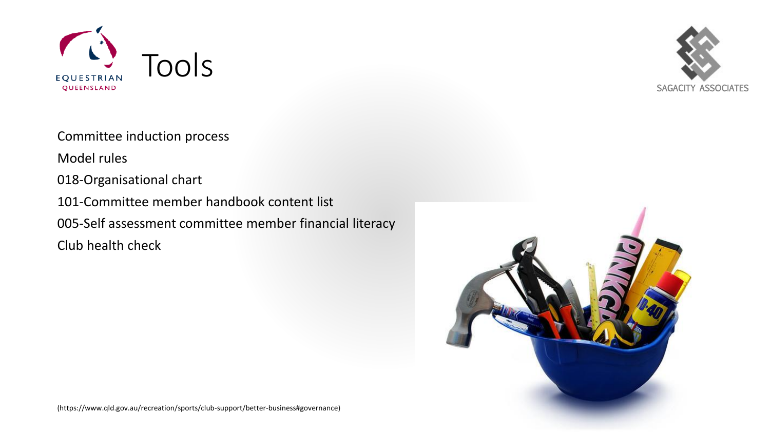# Tools

Committee induction process

Model rules

018-Organisational chart

101-Committee member handbook content list

005-Self assessment committee member financial literacy

Club health check

(https://www.qld.gov.au/recreation/sports/club-support/better-business#governance)